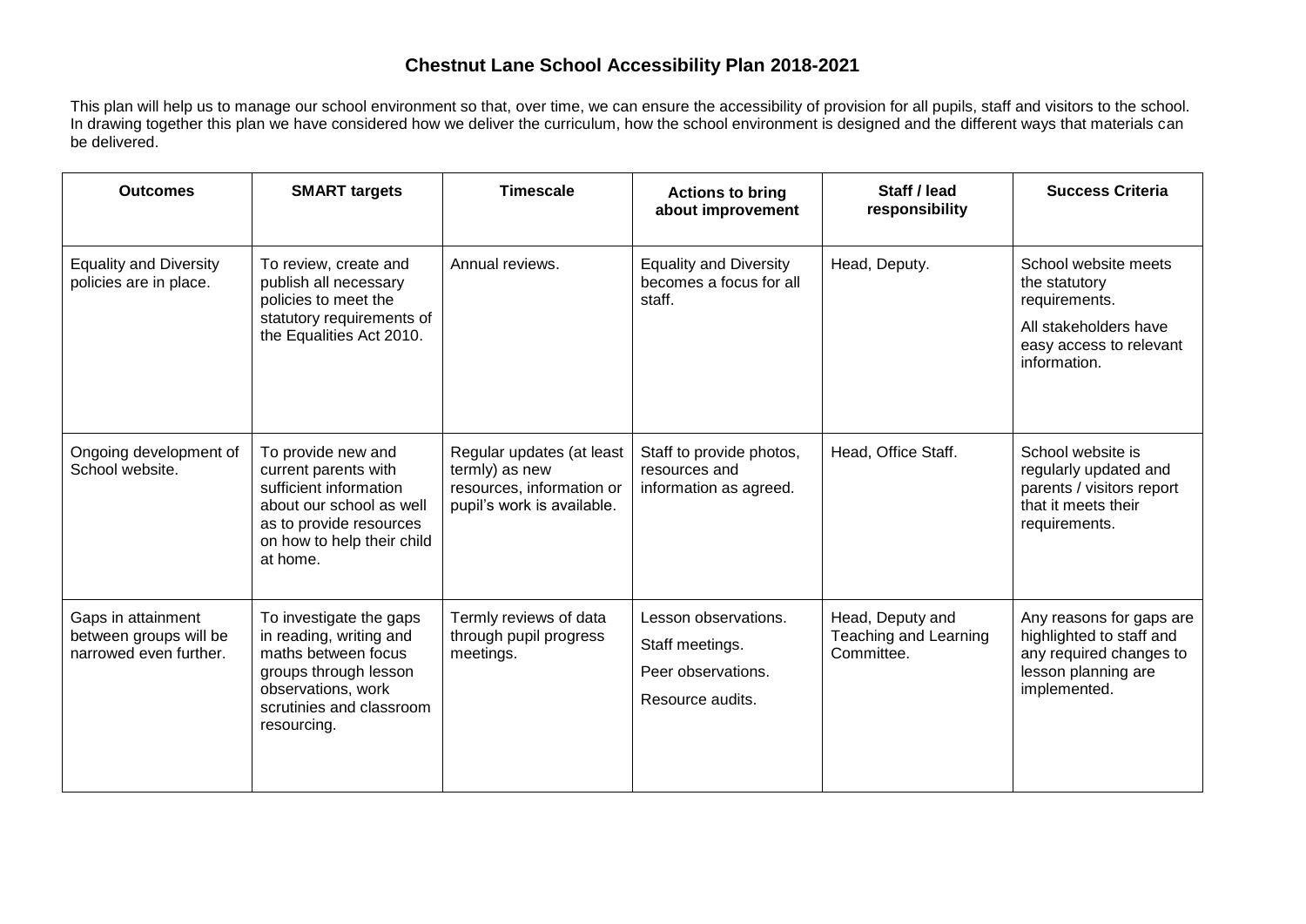# Chestnut Lane School Accessibility Plan 2018-2021

This plan will help us to manage our school environment so that, over time, we can ensure the accessibility of provision for all pupils, staff and visitors to the school. In drawing together this plan we have considered how we deliver the curriculum, how the school environment is designed and the different ways that materials can be delivered.

| Outcomes | SMART targets | Timescale | Actions to bring about improvement | Staff / lead responsibility | Success Criteria |
|---|---|---|---|---|---|
| Equality and Diversity policies are in place. | To review, create and publish all necessary policies to meet the statutory requirements of the Equalities Act 2010. | Annual reviews. | Equality and Diversity becomes a focus for all staff. | Head, Deputy. | School website meets the statutory requirements.<br><br>All stakeholders have easy access to relevant information. |
| Ongoing development of School website. | To provide new and current parents with sufficient information about our school as well as to provide resources on how to help their child at home. | Regular updates (at least termly) as new resources, information or pupil's work is available. | Staff to provide photos, resources and information as agreed. | Head, Office Staff. | School website is regularly updated and parents / visitors report that it meets their requirements. |
| Gaps in attainment between groups will be narrowed even further. | To investigate the gaps in reading, writing and maths between focus groups through lesson observations, work scrutinies and classroom resourcing. | Termly reviews of data through pupil progress meetings. | Lesson observations.<br><br>Staff meetings.<br><br>Peer observations.<br><br>Resource audits. | Head, Deputy and Teaching and Learning Committee. | Any reasons for gaps are highlighted to staff and any required changes to lesson planning are implemented. |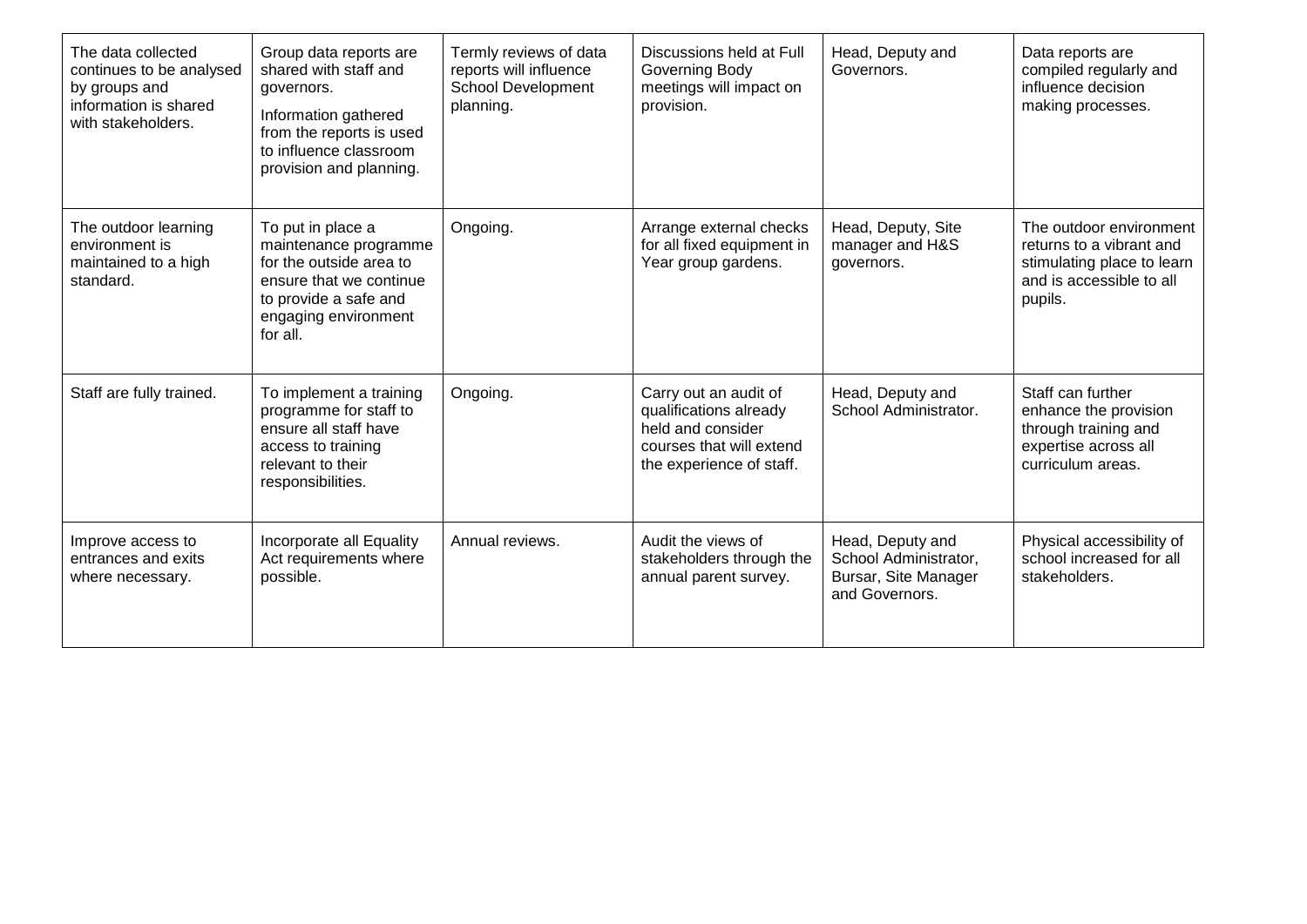| | | | | | |
|---|---|---|---|---|---|
| The data collected continues to be analysed by groups and information is shared with stakeholders. | Group data reports are shared with staff and governors. Information gathered from the reports is used to influence classroom provision and planning. | Termly reviews of data reports will influence School Development planning. | Discussions held at Full Governing Body meetings will impact on provision. | Head, Deputy and Governors. | Data reports are compiled regularly and influence decision making processes. |
| The outdoor learning environment is maintained to a high standard. | To put in place a maintenance programme for the outside area to ensure that we continue to provide a safe and engaging environment for all. | Ongoing. | Arrange external checks for all fixed equipment in Year group gardens. | Head, Deputy, Site manager and H&S governors. | The outdoor environment returns to a vibrant and stimulating place to learn and is accessible to all pupils. |
| Staff are fully trained. | To implement a training programme for staff to ensure all staff have access to training relevant to their responsibilities. | Ongoing. | Carry out an audit of qualifications already held and consider courses that will extend the experience of staff. | Head, Deputy and School Administrator. | Staff can further enhance the provision through training and expertise across all curriculum areas. |
| Improve access to entrances and exits where necessary. | Incorporate all Equality Act requirements where possible. | Annual reviews. | Audit the views of stakeholders through the annual parent survey. | Head, Deputy and School Administrator, Bursar, Site Manager and Governors. | Physical accessibility of school increased for all stakeholders. |